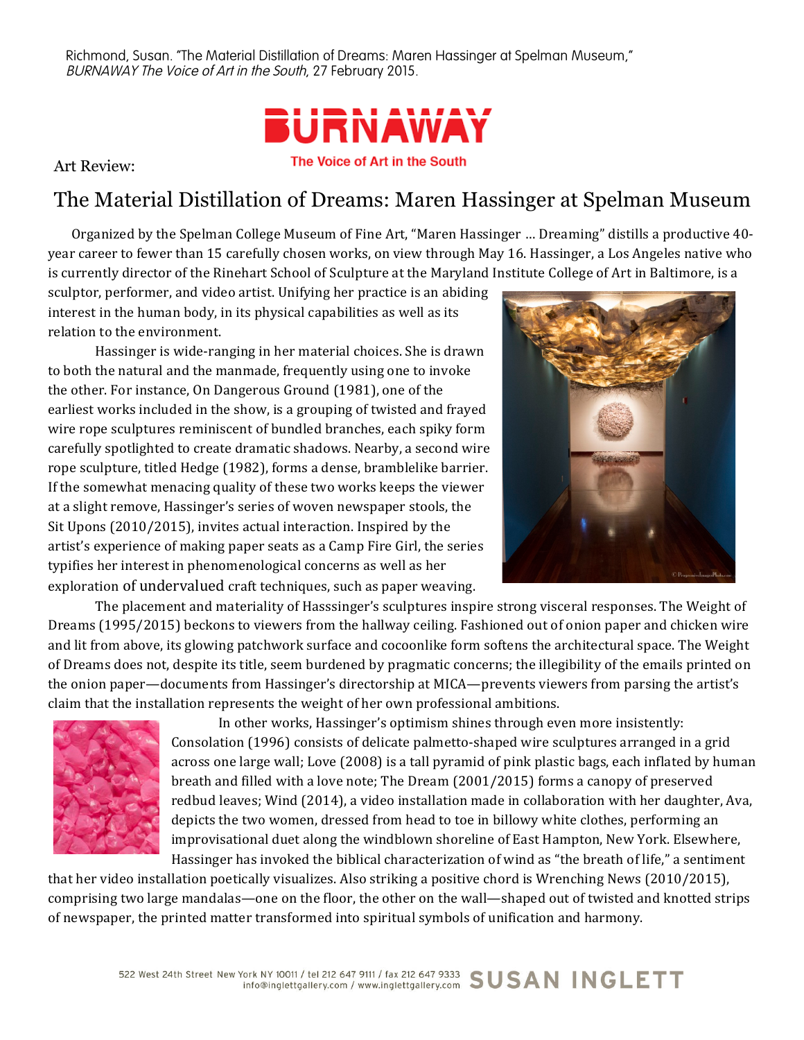Richmond, Susan. "The Material Distillation of Dreams: Maren Hassinger at Spelman Museum," *BURNAWAY The Voice of Art in the South*, 27 February 2015.

**BURNAWAY**

The Voice of Art in the South

Art Review:

# The Material Distillation of Dreams: Maren Hassinger at Spelman Museum

Organized by the Spelman College Museum of Fine Art, "Maren Hassinger … Dreaming" distills a productive 40-year career to fewer than 15 carefully chosen works, on view through May 16. Hassinger, a Los Angeles native who is currently director of the Rinehart School of Sculpture at the Maryland Institute College of Art in Baltimore, is a sculptor, performer, and video artist. Unifying her practice is an abiding interest in the human body, in its physical capabilities as well as its relation to the environment.

Hassinger is wide-ranging in her material choices. She is drawn to both the natural and the manmade, frequently using one to invoke the other. For instance, On Dangerous Ground (1981), one of the earliest works included in the show, is a grouping of twisted and frayed wire rope sculptures reminiscent of bundled branches, each spiky form carefully spotlighted to create dramatic shadows. Nearby, a second wire rope sculpture, titled Hedge (1982), forms a dense, bramblelike barrier. If the somewhat menacing quality of these two works keeps the viewer at a slight remove, Hassinger's series of woven newspaper stools, the Sit Upons (2010/2015), invites actual interaction. Inspired by the artist's experience of making paper seats as a Camp Fire Girl, the series typifies her interest in phenomenological concerns as well as her exploration of undervalued craft techniques, such as paper weaving.

The placement and materiality of Hasssinger's sculptures inspire strong visceral responses. The Weight of Dreams (1995/2015) beckons to viewers from the hallway ceiling. Fashioned out of onion paper and chicken wire and lit from above, its glowing patchwork surface and cocoonlike form softens the architectural space. The Weight of Dreams does not, despite its title, seem burdened by pragmatic concerns; the illegibility of the emails printed on the onion paper—documents from Hassinger's directorship at MICA—prevents viewers from parsing the artist's claim that the installation represents the weight of her own professional ambitions.

In other works, Hassinger's optimism shines through even more insistently: Consolation (1996) consists of delicate palmetto-shaped wire sculptures arranged in a grid across one large wall; Love (2008) is a tall pyramid of pink plastic bags, each inflated by human breath and filled with a love note; The Dream (2001/2015) forms a canopy of preserved redbud leaves; Wind (2014), a video installation made in collaboration with her daughter, Ava, depicts the two women, dressed from head to toe in billowy white clothes, performing an improvisational duet along the windblown shoreline of East Hampton, New York. Elsewhere, Hassinger has invoked the biblical characterization of wind as "the breath of life," a sentiment that her video installation poetically visualizes. Also striking a positive chord is Wrenching News (2010/2015), comprising two large mandalas—one on the floor, the other on the wall—shaped out of twisted and knotted strips of newspaper, the printed matter transformed into spiritual symbols of unification and harmony.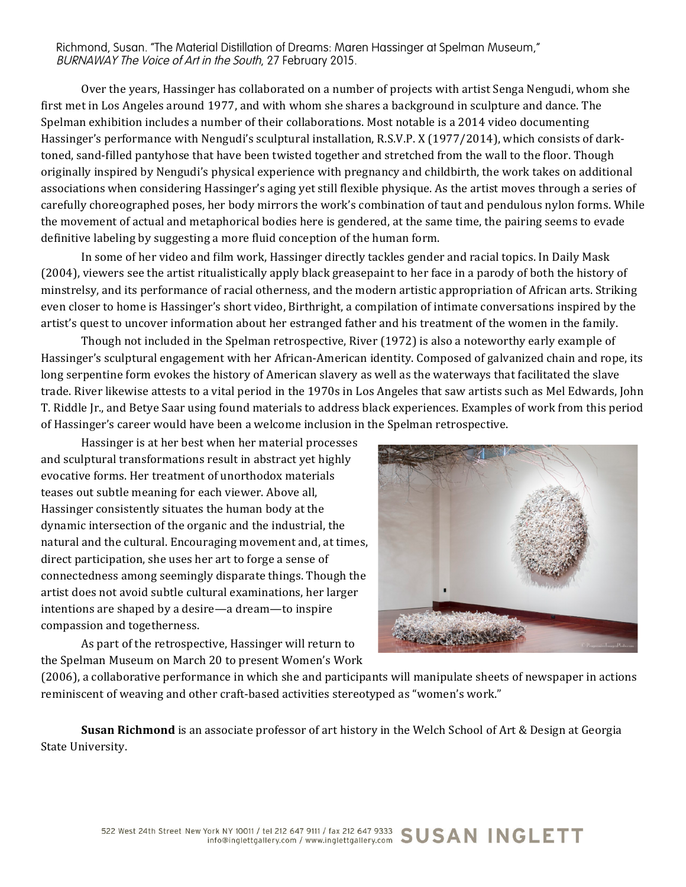Richmond, Susan. "The Material Distillation of Dreams: Maren Hassinger at Spelman Museum," *BURNAWAY The Voice of Art in the South*, 27 February 2015.

Over the years, Hassinger has collaborated on a number of projects with artist Senga Nengudi, whom she first met in Los Angeles around 1977, and with whom she shares a background in sculpture and dance. The Spelman exhibition includes a number of their collaborations. Most notable is a 2014 video documenting Hassinger's performance with Nengudi's sculptural installation, R.S.V.P. X (1977/2014), which consists of dark-toned, sand-filled pantyhose that have been twisted together and stretched from the wall to the floor. Though originally inspired by Nengudi's physical experience with pregnancy and childbirth, the work takes on additional associations when considering Hassinger's aging yet still flexible physique. As the artist moves through a series of carefully choreographed poses, her body mirrors the work's combination of taut and pendulous nylon forms. While the movement of actual and metaphorical bodies here is gendered, at the same time, the pairing seems to evade definitive labeling by suggesting a more fluid conception of the human form.

In some of her video and film work, Hassinger directly tackles gender and racial topics. In Daily Mask (2004), viewers see the artist ritualistically apply black greasepaint to her face in a parody of both the history of minstrelsy, and its performance of racial otherness, and the modern artistic appropriation of African arts. Striking even closer to home is Hassinger's short video, Birthright, a compilation of intimate conversations inspired by the artist's quest to uncover information about her estranged father and his treatment of the women in the family.

Though not included in the Spelman retrospective, River (1972) is also a noteworthy early example of Hassinger's sculptural engagement with her African-American identity. Composed of galvanized chain and rope, its long serpentine form evokes the history of American slavery as well as the waterways that facilitated the slave trade. River likewise attests to a vital period in the 1970s in Los Angeles that saw artists such as Mel Edwards, John T. Riddle Jr., and Betye Saar using found materials to address black experiences. Examples of work from this period of Hassinger's career would have been a welcome inclusion in the Spelman retrospective.

Hassinger is at her best when her material processes and sculptural transformations result in abstract yet highly evocative forms. Her treatment of unorthodox materials teases out subtle meaning for each viewer. Above all, Hassinger consistently situates the human body at the dynamic intersection of the organic and the industrial, the natural and the cultural. Encouraging movement and, at times, direct participation, she uses her art to forge a sense of connectedness among seemingly disparate things. Though the artist does not avoid subtle cultural examinations, her larger intentions are shaped by a desire—a dream—to inspire compassion and togetherness.

As part of the retrospective, Hassinger will return to the Spelman Museum on March 20 to present Women's Work (2006), a collaborative performance in which she and participants will manipulate sheets of newspaper in actions reminiscent of weaving and other craft-based activities stereotyped as "women's work."

**Susan Richmond** is an associate professor of art history in the Welch School of Art & Design at Georgia State University.